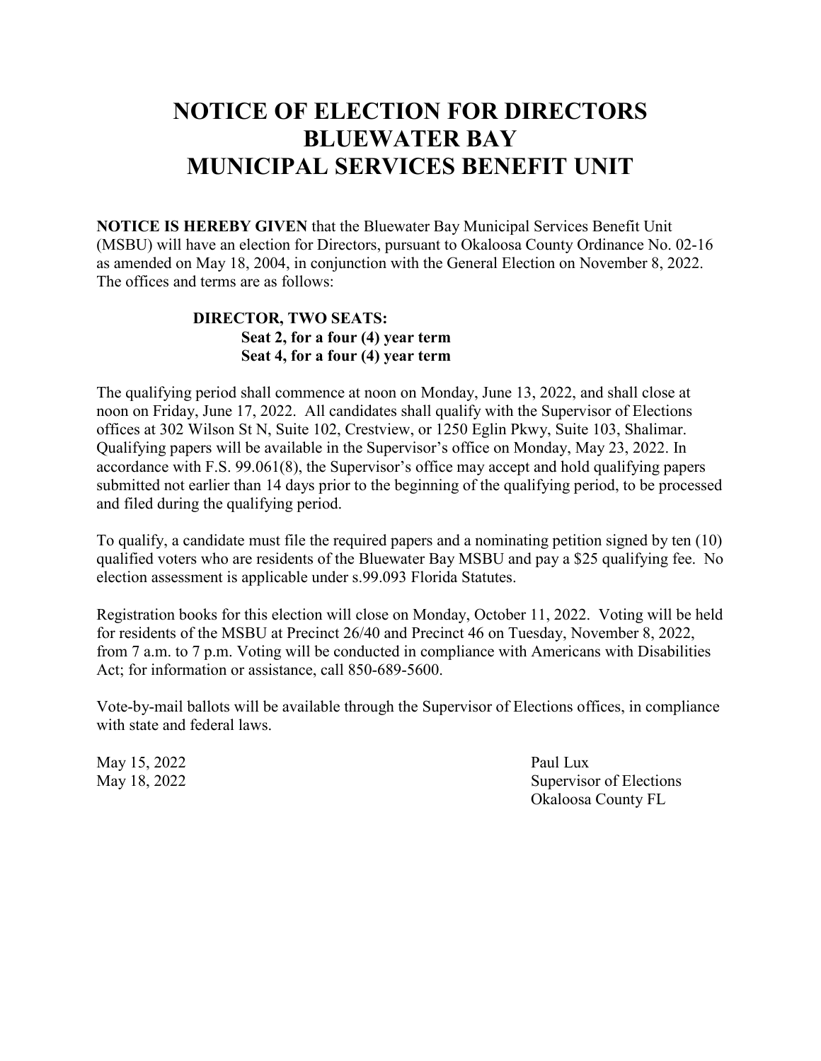# NOTICE OF ELECTION FOR DIRECTORS
# BLUEWATER BAY
# MUNICIPAL SERVICES BENEFIT UNIT

**NOTICE IS HEREBY GIVEN** that the Bluewater Bay Municipal Services Benefit Unit (MSBU) will have an election for Directors, pursuant to Okaloosa County Ordinance No. 02-16 as amended on May 18, 2004, in conjunction with the General Election on November 8, 2022. The offices and terms are as follows:

**DIRECTOR, TWO SEATS:**
**Seat 2, for a four (4) year term**
**Seat 4, for a four (4) year term**

The qualifying period shall commence at noon on Monday, June 13, 2022, and shall close at noon on Friday, June 17, 2022. All candidates shall qualify with the Supervisor of Elections offices at 302 Wilson St N, Suite 102, Crestview, or 1250 Eglin Pkwy, Suite 103, Shalimar. Qualifying papers will be available in the Supervisor's office on Monday, May 23, 2022. In accordance with F.S. 99.061(8), the Supervisor's office may accept and hold qualifying papers submitted not earlier than 14 days prior to the beginning of the qualifying period, to be processed and filed during the qualifying period.

To qualify, a candidate must file the required papers and a nominating petition signed by ten (10) qualified voters who are residents of the Bluewater Bay MSBU and pay a $25 qualifying fee. No election assessment is applicable under s.99.093 Florida Statutes.

Registration books for this election will close on Monday, October 11, 2022. Voting will be held for residents of the MSBU at Precinct 26/40 and Precinct 46 on Tuesday, November 8, 2022, from 7 a.m. to 7 p.m. Voting will be conducted in compliance with Americans with Disabilities Act; for information or assistance, call 850-689-5600.

Vote-by-mail ballots will be available through the Supervisor of Elections offices, in compliance with state and federal laws.

May 15, 2022
May 18, 2022

Paul Lux
Supervisor of Elections
Okaloosa County FL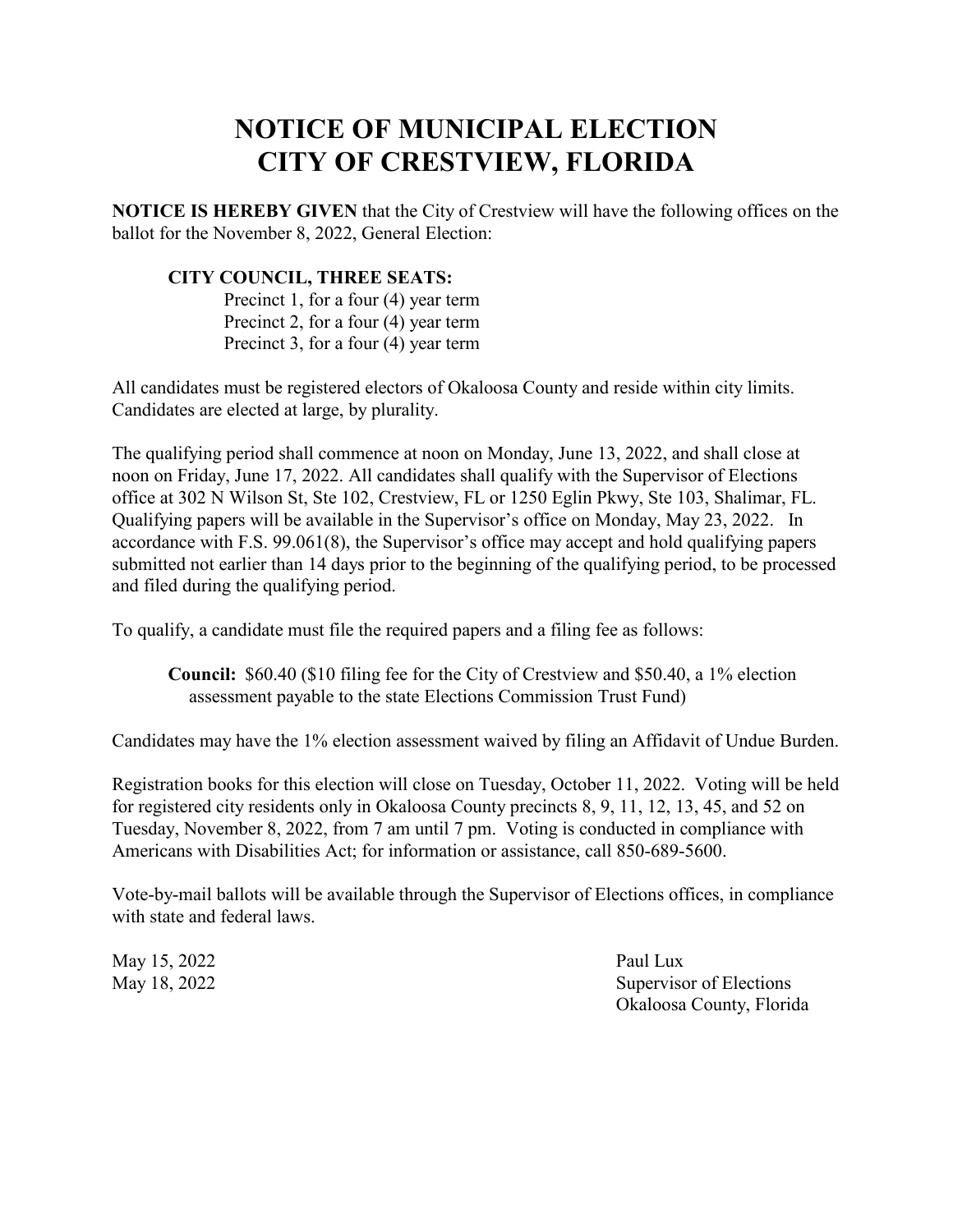# NOTICE OF MUNICIPAL ELECTION
# CITY OF CRESTVIEW, FLORIDA

**NOTICE IS HEREBY GIVEN** that the City of Crestview will have the following offices on the ballot for the November 8, 2022, General Election:

**CITY COUNCIL, THREE SEATS:**

Precinct 1, for a four (4) year term
Precinct 2, for a four (4) year term
Precinct 3, for a four (4) year term

All candidates must be registered electors of Okaloosa County and reside within city limits. Candidates are elected at large, by plurality.

The qualifying period shall commence at noon on Monday, June 13, 2022, and shall close at noon on Friday, June 17, 2022. All candidates shall qualify with the Supervisor of Elections office at 302 N Wilson St, Ste 102, Crestview, FL or 1250 Eglin Pkwy, Ste 103, Shalimar, FL. Qualifying papers will be available in the Supervisor's office on Monday, May 23, 2022. In accordance with F.S. 99.061(8), the Supervisor's office may accept and hold qualifying papers submitted not earlier than 14 days prior to the beginning of the qualifying period, to be processed and filed during the qualifying period.

To qualify, a candidate must file the required papers and a filing fee as follows:

**Council:** $60.40 ($10 filing fee for the City of Crestview and $50.40, a 1% election assessment payable to the state Elections Commission Trust Fund)

Candidates may have the 1% election assessment waived by filing an Affidavit of Undue Burden.

Registration books for this election will close on Tuesday, October 11, 2022. Voting will be held for registered city residents only in Okaloosa County precincts 8, 9, 11, 12, 13, 45, and 52 on Tuesday, November 8, 2022, from 7 am until 7 pm. Voting is conducted in compliance with Americans with Disabilities Act; for information or assistance, call 850-689-5600.

Vote-by-mail ballots will be available through the Supervisor of Elections offices, in compliance with state and federal laws.

May 15, 2022
May 18, 2022

Paul Lux
Supervisor of Elections
Okaloosa County, Florida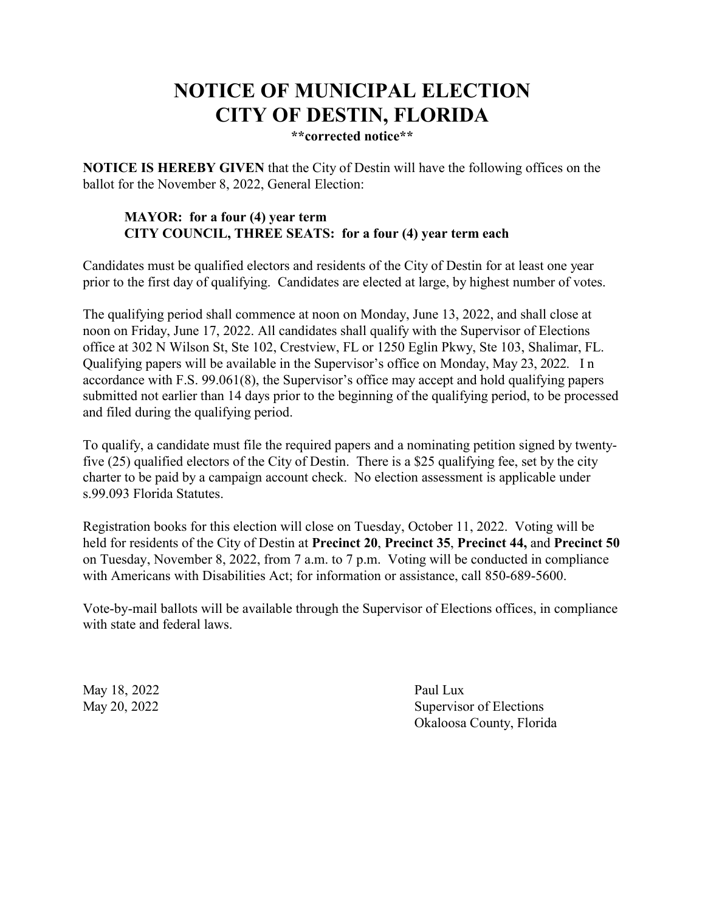# NOTICE OF MUNICIPAL ELECTION
# CITY OF DESTIN, FLORIDA

**\*\*corrected notice\*\***

**NOTICE IS HEREBY GIVEN** that the City of Destin will have the following offices on the ballot for the November 8, 2022, General Election:

> **MAYOR: for a four (4) year term**
> **CITY COUNCIL, THREE SEATS: for a four (4) year term each**

Candidates must be qualified electors and residents of the City of Destin for at least one year prior to the first day of qualifying. Candidates are elected at large, by highest number of votes.

The qualifying period shall commence at noon on Monday, June 13, 2022, and shall close at noon on Friday, June 17, 2022. All candidates shall qualify with the Supervisor of Elections office at 302 N Wilson St, Ste 102, Crestview, FL or 1250 Eglin Pkwy, Ste 103, Shalimar, FL. Qualifying papers will be available in the Supervisor's office on Monday, May 23, 2022. I n accordance with F.S. 99.061(8), the Supervisor's office may accept and hold qualifying papers submitted not earlier than 14 days prior to the beginning of the qualifying period, to be processed and filed during the qualifying period.

To qualify, a candidate must file the required papers and a nominating petition signed by twenty-five (25) qualified electors of the City of Destin. There is a $25 qualifying fee, set by the city charter to be paid by a campaign account check. No election assessment is applicable under s.99.093 Florida Statutes.

Registration books for this election will close on Tuesday, October 11, 2022. Voting will be held for residents of the City of Destin at **Precinct 20**, **Precinct 35**, **Precinct 44,** and **Precinct 50** on Tuesday, November 8, 2022, from 7 a.m. to 7 p.m. Voting will be conducted in compliance with Americans with Disabilities Act; for information or assistance, call 850-689-5600.

Vote-by-mail ballots will be available through the Supervisor of Elections offices, in compliance with state and federal laws.

May 18, 2022
May 20, 2022

Paul Lux
Supervisor of Elections
Okaloosa County, Florida